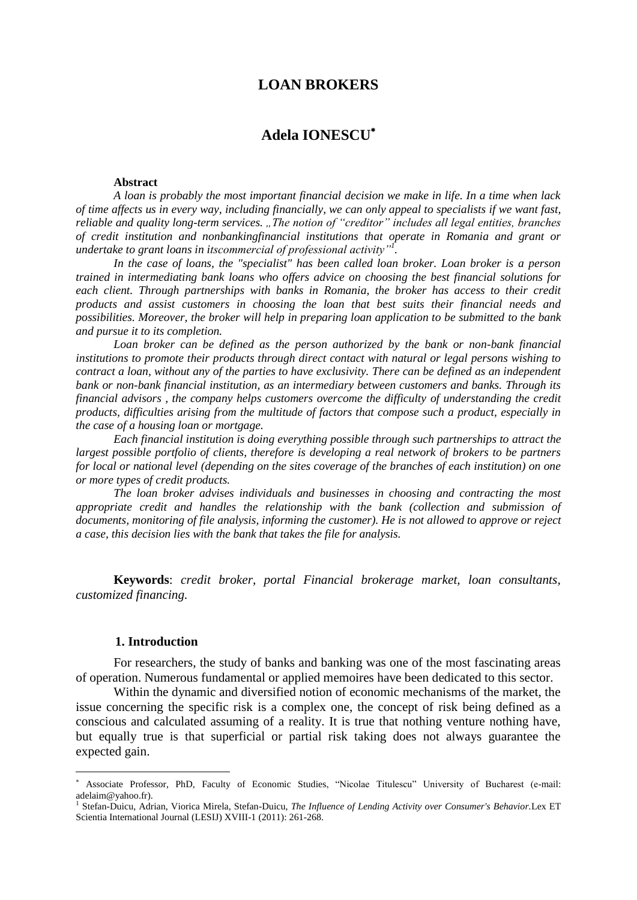# LOAN BROKERS

## Adela IONESCU[*]

**Abstract**

*A loan is probably the most important financial decision we make in life. In a time when lack of time affects us in every way, including financially, we can only appeal to specialists if we want fast, reliable and quality long-term services. „The notion of "creditor" includes all legal entities, branches of credit institution and nonbankingfinancial institutions that operate in Romania and grant or undertake to grant loans in itscommercial of professional activity"[1].*

*In the case of loans, the "specialist" has been called loan broker. Loan broker is a person trained in intermediating bank loans who offers advice on choosing the best financial solutions for each client. Through partnerships with banks in Romania, the broker has access to their credit products and assist customers in choosing the loan that best suits their financial needs and possibilities. Moreover, the broker will help in preparing loan application to be submitted to the bank and pursue it to its completion.*

*Loan broker can be defined as the person authorized by the bank or non-bank financial institutions to promote their products through direct contact with natural or legal persons wishing to contract a loan, without any of the parties to have exclusivity. There can be defined as an independent bank or non-bank financial institution, as an intermediary between customers and banks. Through its financial advisors , the company helps customers overcome the difficulty of understanding the credit products, difficulties arising from the multitude of factors that compose such a product, especially in the case of a housing loan or mortgage.*

*Each financial institution is doing everything possible through such partnerships to attract the largest possible portfolio of clients, therefore is developing a real network of brokers to be partners for local or national level (depending on the sites coverage of the branches of each institution) on one or more types of credit products.*

*The loan broker advises individuals and businesses in choosing and contracting the most appropriate credit and handles the relationship with the bank (collection and submission of documents, monitoring of file analysis, informing the customer). He is not allowed to approve or reject a case, this decision lies with the bank that takes the file for analysis.*

**Keywords**: *credit broker, portal Financial brokerage market, loan consultants, customized financing.*

### 1. Introduction

For researchers, the study of banks and banking was one of the most fascinating areas of operation. Numerous fundamental or applied memoires have been dedicated to this sector.

Within the dynamic and diversified notion of economic mechanisms of the market, the issue concerning the specific risk is a complex one, the concept of risk being defined as a conscious and calculated assuming of a reality. It is true that nothing venture nothing have, but equally true is that superficial or partial risk taking does not always guarantee the expected gain.

---

[*] Associate Professor, PhD, Faculty of Economic Studies, "Nicolae Titulescu" University of Bucharest (e-mail: adelaim@yahoo.fr).

[1] Stefan-Duicu, Adrian, Viorica Mirela, Stefan-Duicu, *The Influence of Lending Activity over Consumer's Behavior.*Lex ET Scientia International Journal (LESIJ) XVIII-1 (2011): 261-268.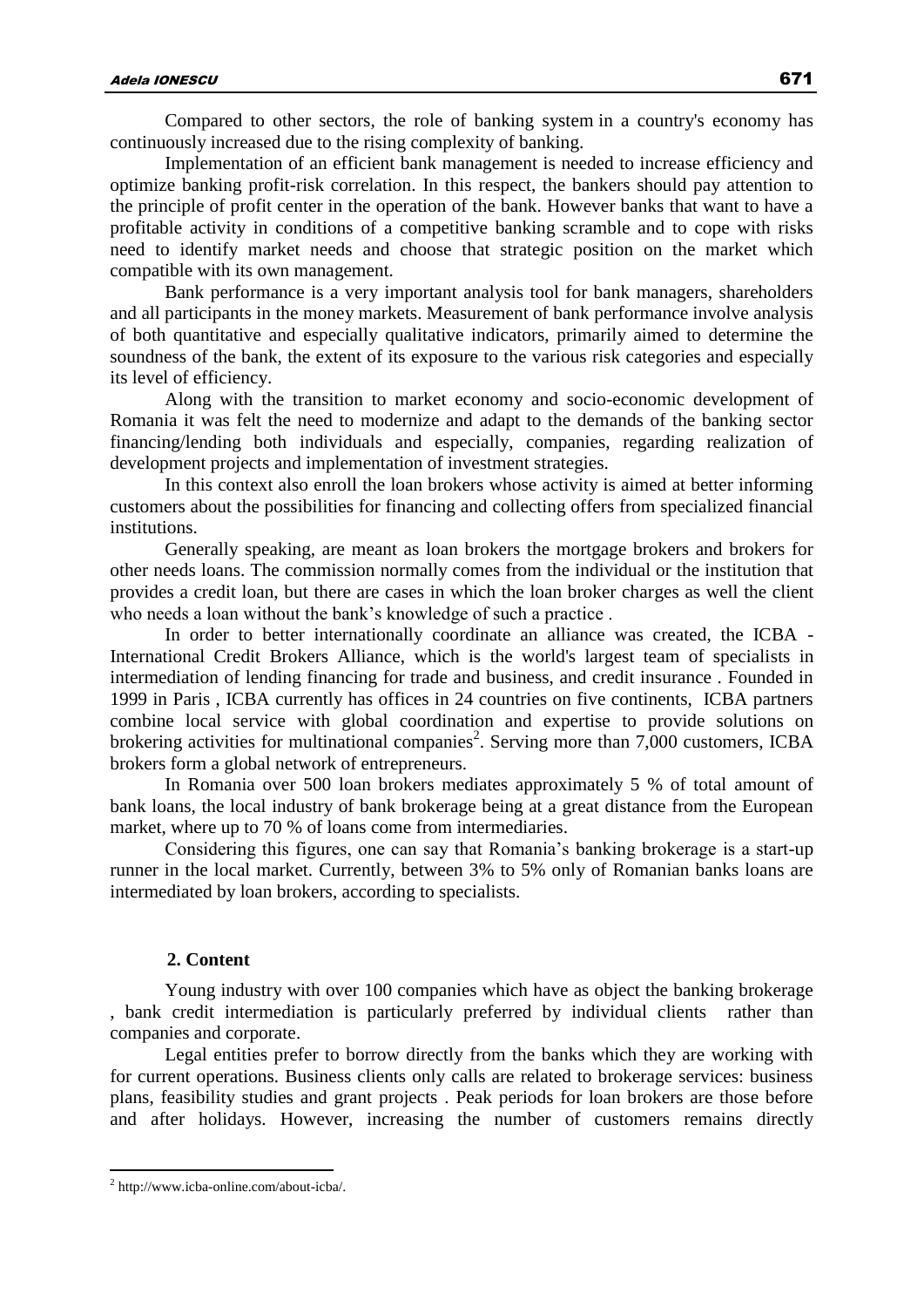Compared to other sectors, the role of banking system in a country's economy has continuously increased due to the rising complexity of banking.

Implementation of an efficient bank management is needed to increase efficiency and optimize banking profit-risk correlation. In this respect, the bankers should pay attention to the principle of profit center in the operation of the bank. However banks that want to have a profitable activity in conditions of a competitive banking scramble and to cope with risks need to identify market needs and choose that strategic position on the market which compatible with its own management.

Bank performance is a very important analysis tool for bank managers, shareholders and all participants in the money markets. Measurement of bank performance involve analysis of both quantitative and especially qualitative indicators, primarily aimed to determine the soundness of the bank, the extent of its exposure to the various risk categories and especially its level of efficiency.

Along with the transition to market economy and socio-economic development of Romania it was felt the need to modernize and adapt to the demands of the banking sector financing/lending both individuals and especially, companies, regarding realization of development projects and implementation of investment strategies.

In this context also enroll the loan brokers whose activity is aimed at better informing customers about the possibilities for financing and collecting offers from specialized financial institutions.

Generally speaking, are meant as loan brokers the mortgage brokers and brokers for other needs loans. The commission normally comes from the individual or the institution that provides a credit loan, but there are cases in which the loan broker charges as well the client who needs a loan without the bank's knowledge of such a practice .

In order to better internationally coordinate an alliance was created, the ICBA - International Credit Brokers Alliance, which is the world's largest team of specialists in intermediation of lending financing for trade and business, and credit insurance . Founded in 1999 in Paris , ICBA currently has offices in 24 countries on five continents, ICBA partners combine local service with global coordination and expertise to provide solutions on brokering activities for multinational companies[2]. Serving more than 7,000 customers, ICBA brokers form a global network of entrepreneurs.

In Romania over 500 loan brokers mediates approximately 5 % of total amount of bank loans, the local industry of bank brokerage being at a great distance from the European market, where up to 70 % of loans come from intermediaries.

Considering this figures, one can say that Romania's banking brokerage is a start-up runner in the local market. Currently, between 3% to 5% only of Romanian banks loans are intermediated by loan brokers, according to specialists.

## 2. Content

Young industry with over 100 companies which have as object the banking brokerage , bank credit intermediation is particularly preferred by individual clients rather than companies and corporate.

Legal entities prefer to borrow directly from the banks which they are working with for current operations. Business clients only calls are related to brokerage services: business plans, feasibility studies and grant projects . Peak periods for loan brokers are those before and after holidays. However, increasing the number of customers remains directly

---

[2] http://www.icba-online.com/about-icba/.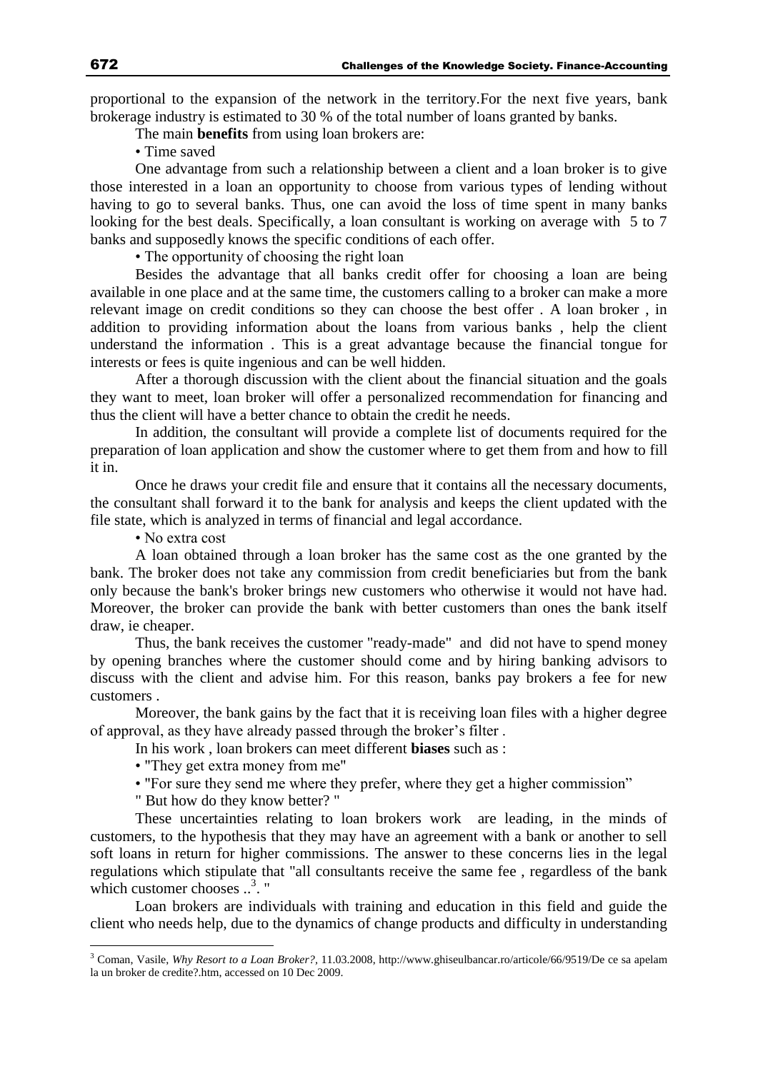proportional to the expansion of the network in the territory.For the next five years, bank brokerage industry is estimated to 30 % of the total number of loans granted by banks.

The main **benefits** from using loan brokers are:

• Time saved

One advantage from such a relationship between a client and a loan broker is to give those interested in a loan an opportunity to choose from various types of lending without having to go to several banks. Thus, one can avoid the loss of time spent in many banks looking for the best deals. Specifically, a loan consultant is working on average with 5 to 7 banks and supposedly knows the specific conditions of each offer.

• The opportunity of choosing the right loan

Besides the advantage that all banks credit offer for choosing a loan are being available in one place and at the same time, the customers calling to a broker can make a more relevant image on credit conditions so they can choose the best offer . A loan broker , in addition to providing information about the loans from various banks , help the client understand the information . This is a great advantage because the financial tongue for interests or fees is quite ingenious and can be well hidden.

After a thorough discussion with the client about the financial situation and the goals they want to meet, loan broker will offer a personalized recommendation for financing and thus the client will have a better chance to obtain the credit he needs.

In addition, the consultant will provide a complete list of documents required for the preparation of loan application and show the customer where to get them from and how to fill it in.

Once he draws your credit file and ensure that it contains all the necessary documents, the consultant shall forward it to the bank for analysis and keeps the client updated with the file state, which is analyzed in terms of financial and legal accordance.

• No extra cost

A loan obtained through a loan broker has the same cost as the one granted by the bank. The broker does not take any commission from credit beneficiaries but from the bank only because the bank's broker brings new customers who otherwise it would not have had. Moreover, the broker can provide the bank with better customers than ones the bank itself draw, ie cheaper.

Thus, the bank receives the customer "ready-made" and did not have to spend money by opening branches where the customer should come and by hiring banking advisors to discuss with the client and advise him. For this reason, banks pay brokers a fee for new customers .

Moreover, the bank gains by the fact that it is receiving loan files with a higher degree of approval, as they have already passed through the broker's filter .

In his work , loan brokers can meet different **biases** such as :

• "They get extra money from me"

• "For sure they send me where they prefer, where they get a higher commission"

" But how do they know better? "

These uncertainties relating to loan brokers work are leading, in the minds of customers, to the hypothesis that they may have an agreement with a bank or another to sell soft loans in return for higher commissions. The answer to these concerns lies in the legal regulations which stipulate that "all consultants receive the same fee , regardless of the bank which customer chooses ..[3]. "

Loan brokers are individuals with training and education in this field and guide the client who needs help, due to the dynamics of change products and difficulty in understanding

---

[3] Coman, Vasile, *Why Resort to a Loan Broker?*, 11.03.2008, http://www.ghiseulbancar.ro/articole/66/9519/De ce sa apelam la un broker de credite?.htm, accessed on 10 Dec 2009.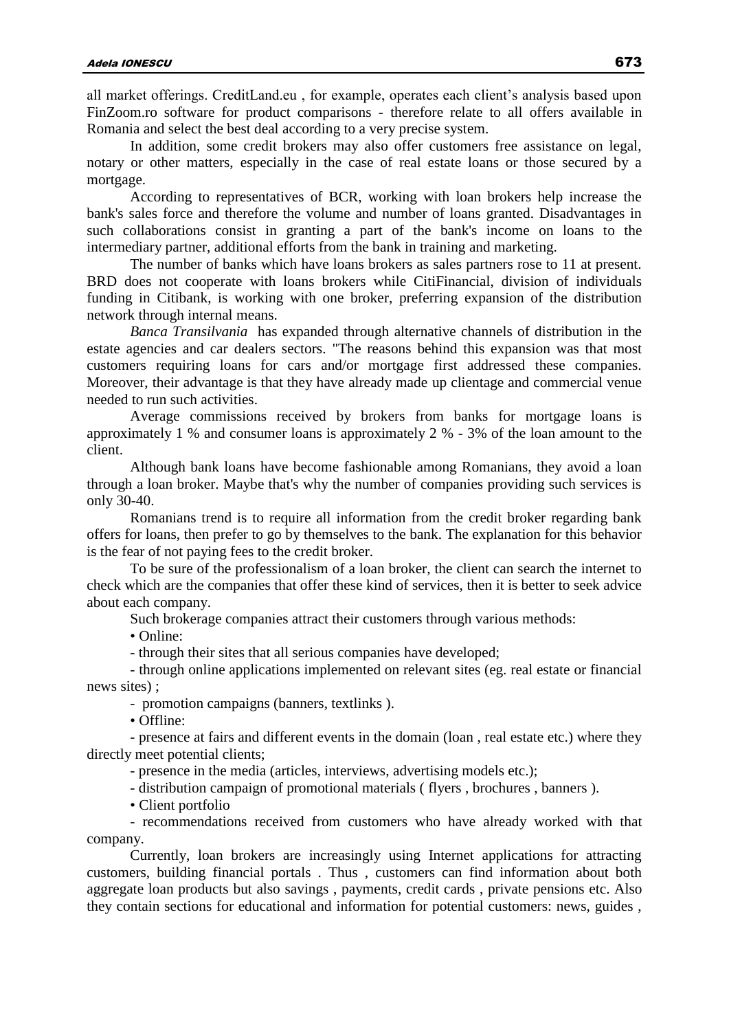all market offerings. CreditLand.eu , for example, operates each client's analysis based upon FinZoom.ro software for product comparisons - therefore relate to all offers available in Romania and select the best deal according to a very precise system.

In addition, some credit brokers may also offer customers free assistance on legal, notary or other matters, especially in the case of real estate loans or those secured by a mortgage.

According to representatives of BCR, working with loan brokers help increase the bank's sales force and therefore the volume and number of loans granted. Disadvantages in such collaborations consist in granting a part of the bank's income on loans to the intermediary partner, additional efforts from the bank in training and marketing.

The number of banks which have loans brokers as sales partners rose to 11 at present. BRD does not cooperate with loans brokers while CitiFinancial, division of individuals funding in Citibank, is working with one broker, preferring expansion of the distribution network through internal means.

*Banca Transilvania* has expanded through alternative channels of distribution in the estate agencies and car dealers sectors. "The reasons behind this expansion was that most customers requiring loans for cars and/or mortgage first addressed these companies. Moreover, their advantage is that they have already made up clientage and commercial venue needed to run such activities.

Average commissions received by brokers from banks for mortgage loans is approximately 1 % and consumer loans is approximately 2 % - 3% of the loan amount to the client.

Although bank loans have become fashionable among Romanians, they avoid a loan through a loan broker. Maybe that's why the number of companies providing such services is only 30-40.

Romanians trend is to require all information from the credit broker regarding bank offers for loans, then prefer to go by themselves to the bank. The explanation for this behavior is the fear of not paying fees to the credit broker.

To be sure of the professionalism of a loan broker, the client can search the internet to check which are the companies that offer these kind of services, then it is better to seek advice about each company.

Such brokerage companies attract their customers through various methods:

• Online:

- through their sites that all serious companies have developed;

- through online applications implemented on relevant sites (eg. real estate or financial news sites) ;

- promotion campaigns (banners, textlinks ).

• Offline:

- presence at fairs and different events in the domain (loan , real estate etc.) where they directly meet potential clients;

- presence in the media (articles, interviews, advertising models etc.);

- distribution campaign of promotional materials ( flyers , brochures , banners ).

• Client portfolio

- recommendations received from customers who have already worked with that company.

Currently, loan brokers are increasingly using Internet applications for attracting customers, building financial portals . Thus , customers can find information about both aggregate loan products but also savings , payments, credit cards , private pensions etc. Also they contain sections for educational and information for potential customers: news, guides ,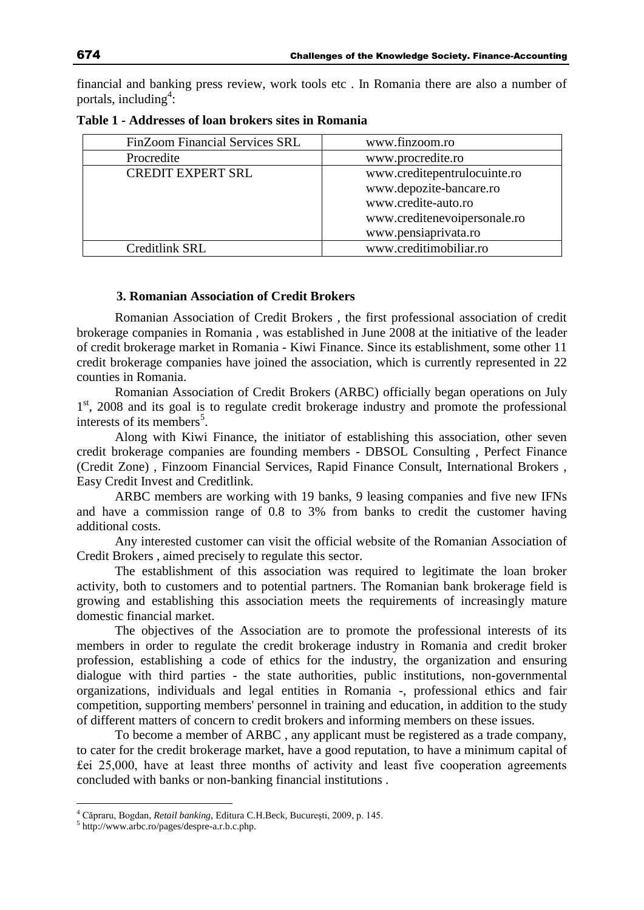financial and banking press review, work tools etc . In Romania there are also a number of portals, including[4]:

**Table 1 - Addresses of loan brokers sites in Romania**

| | |
|---|---|
| FinZoom Financial Services SRL | www.finzoom.ro |
| Procredite | www.procredite.ro |
| CREDIT EXPERT SRL | www.creditepentrulocuinte.ro<br>www.depozite-bancare.ro<br>www.credite-auto.ro<br>www.creditenevoipersonale.ro<br>www.pensiaprivata.ro |
| Creditlink SRL | www.creditimobiliar.ro |

### 3. Romanian Association of Credit Brokers

Romanian Association of Credit Brokers , the first professional association of credit brokerage companies in Romania , was established in June 2008 at the initiative of the leader of credit brokerage market in Romania - Kiwi Finance. Since its establishment, some other 11 credit brokerage companies have joined the association, which is currently represented in 22 counties in Romania.

Romanian Association of Credit Brokers (ARBC) officially began operations on July 1st, 2008 and its goal is to regulate credit brokerage industry and promote the professional interests of its members[5].

Along with Kiwi Finance, the initiator of establishing this association, other seven credit brokerage companies are founding members - DBSOL Consulting , Perfect Finance (Credit Zone) , Finzoom Financial Services, Rapid Finance Consult, International Brokers , Easy Credit Invest and Creditlink.

ARBC members are working with 19 banks, 9 leasing companies and five new IFNs and have a commission range of 0.8 to 3% from banks to credit the customer having additional costs.

Any interested customer can visit the official website of the Romanian Association of Credit Brokers , aimed precisely to regulate this sector.

The establishment of this association was required to legitimate the loan broker activity, both to customers and to potential partners. The Romanian bank brokerage field is growing and establishing this association meets the requirements of increasingly mature domestic financial market.

The objectives of the Association are to promote the professional interests of its members in order to regulate the credit brokerage industry in Romania and credit broker profession, establishing a code of ethics for the industry, the organization and ensuring dialogue with third parties - the state authorities, public institutions, non-governmental organizations, individuals and legal entities in Romania -, professional ethics and fair competition, supporting members' personnel in training and education, in addition to the study of different matters of concern to credit brokers and informing members on these issues.

To become a member of ARBC , any applicant must be registered as a trade company, to cater for the credit brokerage market, have a good reputation, to have a minimum capital of £ei 25,000, have at least three months of activity and least five cooperation agreements concluded with banks or non-banking financial institutions .

---

[4] Căpraru, Bogdan, *Retail banking*, Editura C.H.Beck, Bucureşti, 2009, p. 145.

[5] http://www.arbc.ro/pages/despre-a.r.b.c.php.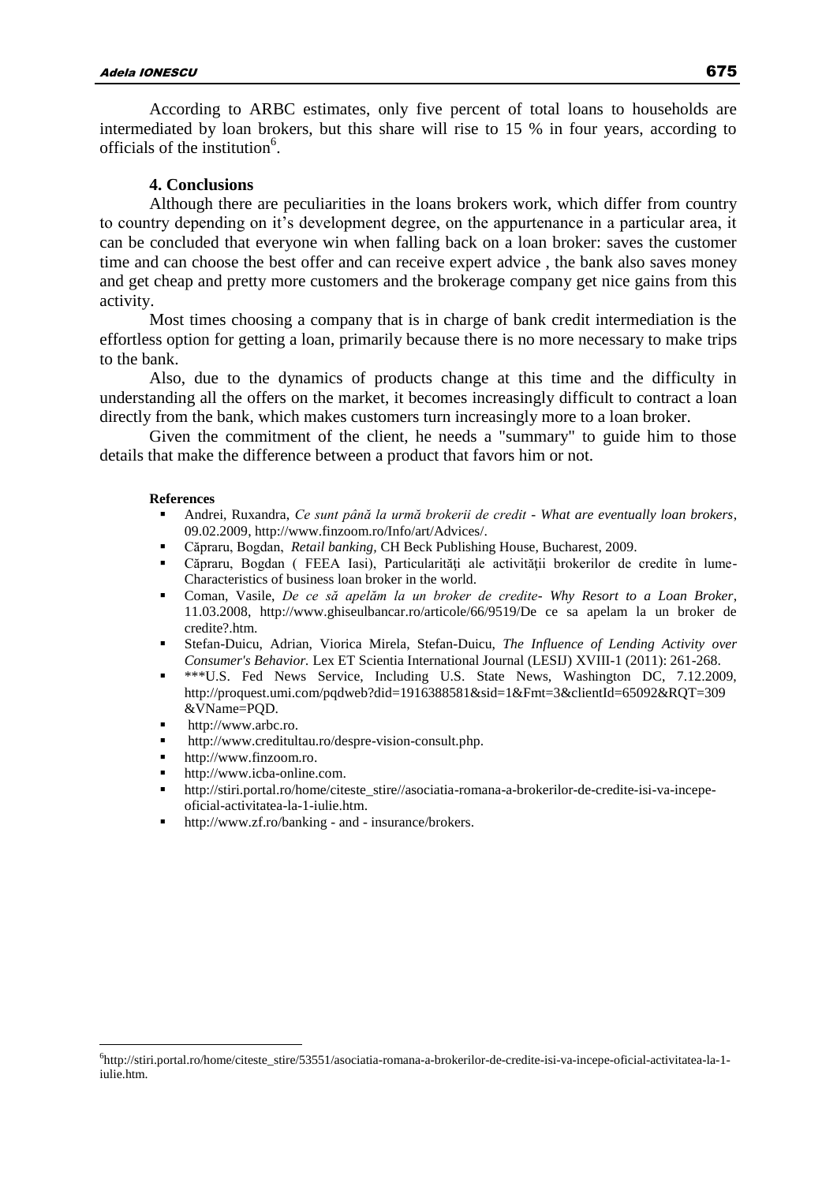According to ARBC estimates, only five percent of total loans to households are intermediated by loan brokers, but this share will rise to 15 % in four years, according to officials of the institution[6].

## 4. Conclusions

Although there are peculiarities in the loans brokers work, which differ from country to country depending on it's development degree, on the appurtenance in a particular area, it can be concluded that everyone win when falling back on a loan broker: saves the customer time and can choose the best offer and can receive expert advice , the bank also saves money and get cheap and pretty more customers and the brokerage company get nice gains from this activity.

Most times choosing a company that is in charge of bank credit intermediation is the effortless option for getting a loan, primarily because there is no more necessary to make trips to the bank.

Also, due to the dynamics of products change at this time and the difficulty in understanding all the offers on the market, it becomes increasingly difficult to contract a loan directly from the bank, which makes customers turn increasingly more to a loan broker.

Given the commitment of the client, he needs a "summary" to guide him to those details that make the difference between a product that favors him or not.

**References**

- Andrei, Ruxandra, *Ce sunt până la urmă brokerii de credit - What are eventually loan brokers*, 09.02.2009, http://www.finzoom.ro/Info/art/Advices/.
- Căpraru, Bogdan, *Retail banking*, CH Beck Publishing House, Bucharest, 2009.
- Căpraru, Bogdan ( FEEA Iasi), Particularităţi ale activităţii brokerilor de credite în lume-Characteristics of business loan broker in the world.
- Coman, Vasile, *De ce să apelăm la un broker de credite- Why Resort to a Loan Broker*, 11.03.2008, http://www.ghiseulbancar.ro/articole/66/9519/De ce sa apelam la un broker de credite?.htm.
- Stefan-Duicu, Adrian, Viorica Mirela, Stefan-Duicu, *The Influence of Lending Activity over Consumer's Behavior.* Lex ET Scientia International Journal (LESIJ) XVIII-1 (2011): 261-268.
- ***U.S. Fed News Service, Including U.S. State News, Washington DC, 7.12.2009, http://proquest.umi.com/pqdweb?did=1916388581&sid=1&Fmt=3&clientId=65092&RQT=309&VName=PQD.
- http://www.arbc.ro.
- http://www.credituItau.ro/despre-vision-consult.php.
- http://www.finzoom.ro.
- http://www.icba-online.com.
- http://stiri.portal.ro/home/citeste_stire//asociatia-romana-a-brokerilor-de-credite-isi-va-incepe-oficial-activitatea-la-1-iulie.htm.
- http://www.zf.ro/banking - and - insurance/brokers.

[6] http://stiri.portal.ro/home/citeste_stire/53551/asociatia-romana-a-brokerilor-de-credite-isi-va-incepe-oficial-activitatea-la-1-iulie.htm.